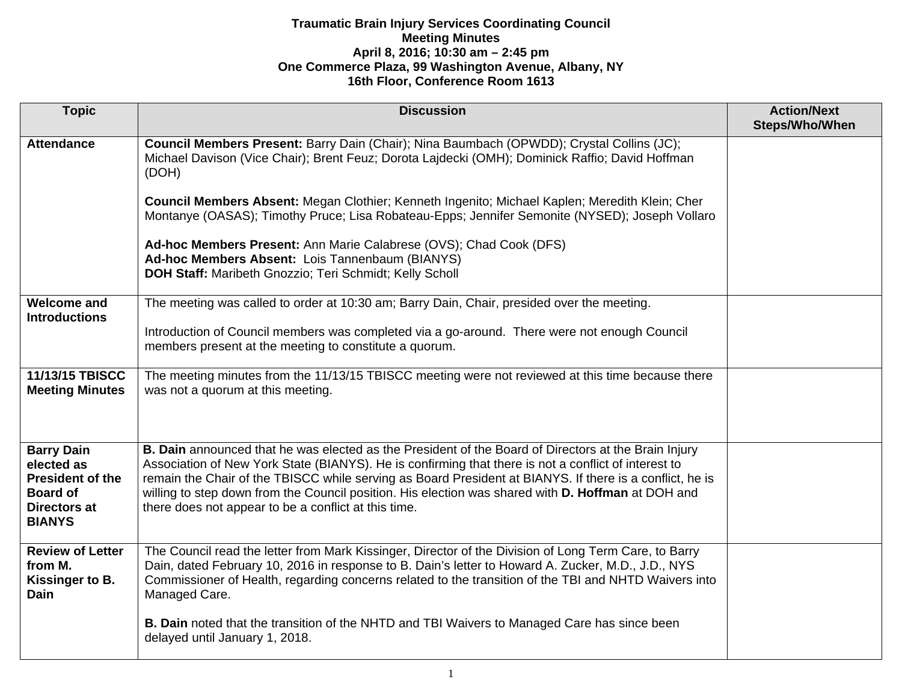**Traumatic Brain Injury Services Coordinating Council**
**Meeting Minutes**
**April 8, 2016; 10:30 am – 2:45 pm**
**One Commerce Plaza, 99 Washington Avenue, Albany, NY**
**16th Floor, Conference Room 1613**

| Topic | Discussion | Action/Next Steps/Who/When |
|---|---|---|
| **Attendance** | **Council Members Present:** Barry Dain (Chair); Nina Baumbach (OPWDD); Crystal Collins (JC); Michael Davison (Vice Chair); Brent Feuz; Dorota Lajdecki (OMH); Dominick Raffio; David Hoffman (DOH)<br><br>**Council Members Absent:** Megan Clothier; Kenneth Ingenito; Michael Kaplen; Meredith Klein; Cher Montanye (OASAS); Timothy Pruce; Lisa Robateau-Epps; Jennifer Semonite (NYSED); Joseph Vollaro<br><br>**Ad-hoc Members Present:** Ann Marie Calabrese (OVS); Chad Cook (DFS)<br>**Ad-hoc Members Absent:** Lois Tannenbaum (BIANYS)<br>**DOH Staff:** Maribeth Gnozzio; Teri Schmidt; Kelly Scholl | |
| **Welcome and Introductions** | The meeting was called to order at 10:30 am; Barry Dain, Chair, presided over the meeting.<br><br>Introduction of Council members was completed via a go-around. There were not enough Council members present at the meeting to constitute a quorum. | |
| **11/13/15 TBISCC Meeting Minutes** | The meeting minutes from the 11/13/15 TBISCC meeting were not reviewed at this time because there was not a quorum at this meeting. | |
| **Barry Dain elected as President of the Board of Directors at BIANYS** | **B. Dain** announced that he was elected as the President of the Board of Directors at the Brain Injury Association of New York State (BIANYS). He is confirming that there is not a conflict of interest to remain the Chair of the TBISCC while serving as Board President at BIANYS. If there is a conflict, he is willing to step down from the Council position. His election was shared with **D. Hoffman** at DOH and there does not appear to be a conflict at this time. | |
| **Review of Letter from M. Kissinger to B. Dain** | The Council read the letter from Mark Kissinger, Director of the Division of Long Term Care, to Barry Dain, dated February 10, 2016 in response to B. Dain's letter to Howard A. Zucker, M.D., J.D., NYS Commissioner of Health, regarding concerns related to the transition of the TBI and NHTD Waivers into Managed Care.<br><br>**B. Dain** noted that the transition of the NHTD and TBI Waivers to Managed Care has since been delayed until January 1, 2018. | |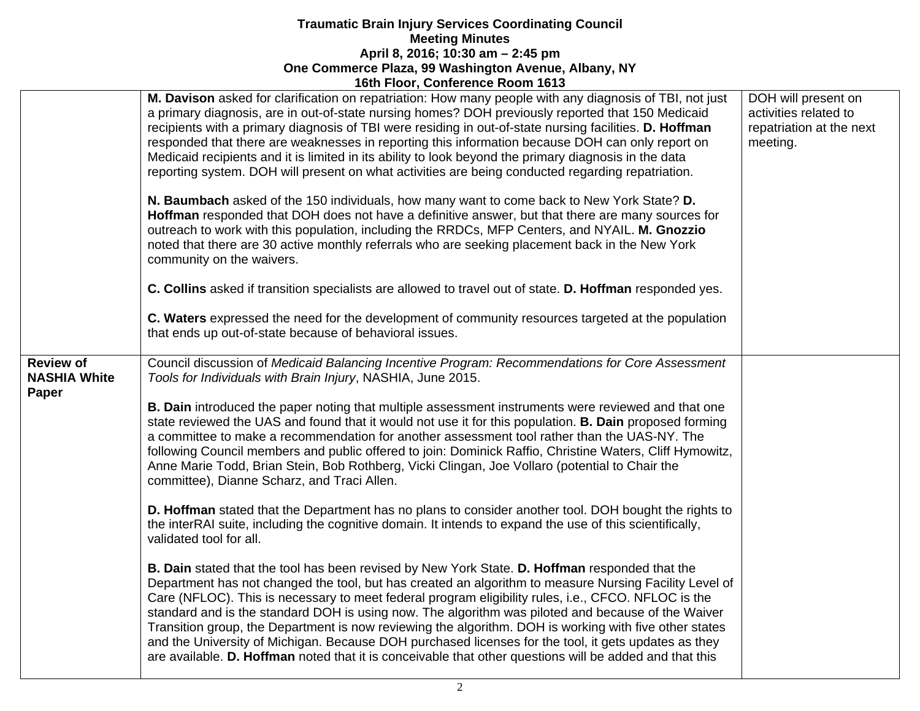**Traumatic Brain Injury Services Coordinating Council**
**Meeting Minutes**
**April 8, 2016; 10:30 am – 2:45 pm**
**One Commerce Plaza, 99 Washington Avenue, Albany, NY**
**16th Floor, Conference Room 1613**

| | | |
|---|---|---|
| | **M. Davison** asked for clarification on repatriation: How many people with any diagnosis of TBI, not just a primary diagnosis, are in out-of-state nursing homes? DOH previously reported that 150 Medicaid recipients with a primary diagnosis of TBI were residing in out-of-state nursing facilities. **D. Hoffman** responded that there are weaknesses in reporting this information because DOH can only report on Medicaid recipients and it is limited in its ability to look beyond the primary diagnosis in the data reporting system. DOH will present on what activities are being conducted regarding repatriation.<br><br>**N. Baumbach** asked of the 150 individuals, how many want to come back to New York State? **D. Hoffman** responded that DOH does not have a definitive answer, but that there are many sources for outreach to work with this population, including the RRDCs, MFP Centers, and NYAIL. **M. Gnozzio** noted that there are 30 active monthly referrals who are seeking placement back in the New York community on the waivers.<br><br>**C. Collins** asked if transition specialists are allowed to travel out of state. **D. Hoffman** responded yes.<br><br>**C. Waters** expressed the need for the development of community resources targeted at the population that ends up out-of-state because of behavioral issues. | DOH will present on activities related to repatriation at the next meeting. |
| **Review of NASHIA White Paper** | Council discussion of *Medicaid Balancing Incentive Program: Recommendations for Core Assessment Tools for Individuals with Brain Injury*, NASHIA, June 2015.<br><br>**B. Dain** introduced the paper noting that multiple assessment instruments were reviewed and that one state reviewed the UAS and found that it would not use it for this population. **B. Dain** proposed forming a committee to make a recommendation for another assessment tool rather than the UAS-NY. The following Council members and public offered to join: Dominick Raffio, Christine Waters, Cliff Hymowitz, Anne Marie Todd, Brian Stein, Bob Rothberg, Vicki Clingan, Joe Vollaro (potential to Chair the committee), Dianne Scharz, and Traci Allen.<br><br>**D. Hoffman** stated that the Department has no plans to consider another tool. DOH bought the rights to the interRAI suite, including the cognitive domain. It intends to expand the use of this scientifically, validated tool for all.<br><br>**B. Dain** stated that the tool has been revised by New York State. **D. Hoffman** responded that the Department has not changed the tool, but has created an algorithm to measure Nursing Facility Level of Care (NFLOC). This is necessary to meet federal program eligibility rules, i.e., CFCO. NFLOC is the standard and is the standard DOH is using now. The algorithm was piloted and because of the Waiver Transition group, the Department is now reviewing the algorithm. DOH is working with five other states and the University of Michigan. Because DOH purchased licenses for the tool, it gets updates as they are available. **D. Hoffman** noted that it is conceivable that other questions will be added and that this | |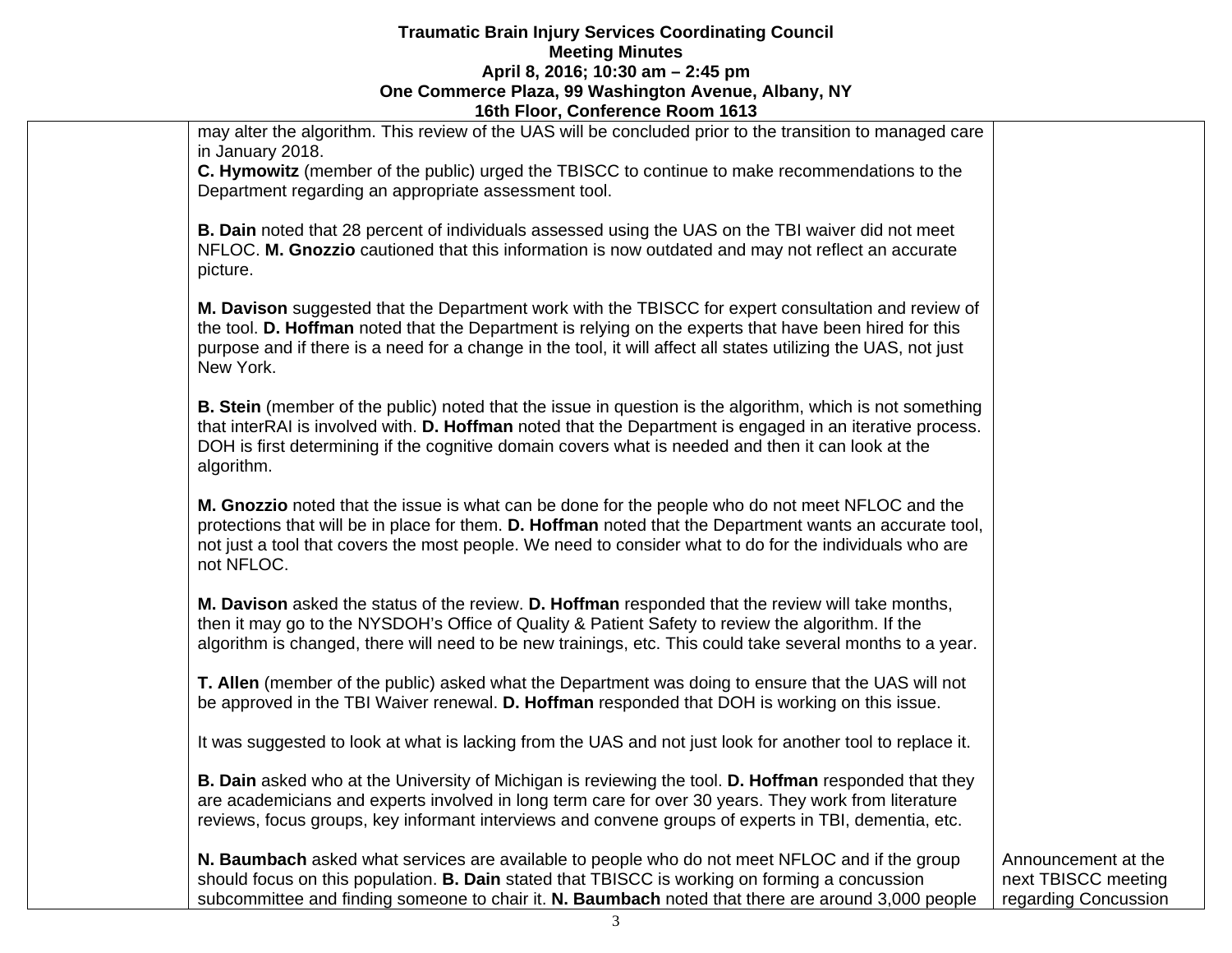# Traumatic Brain Injury Services Coordinating Council
## Meeting Minutes
### April 8, 2016; 10:30 am – 2:45 pm
### One Commerce Plaza, 99 Washington Avenue, Albany, NY
### 16th Floor, Conference Room 1613

| | | |
|---|---|---|
| | may alter the algorithm. This review of the UAS will be concluded prior to the transition to managed care in January 2018.<br>**C. Hymowitz** (member of the public) urged the TBISCC to continue to make recommendations to the Department regarding an appropriate assessment tool.<br><br>**B. Dain** noted that 28 percent of individuals assessed using the UAS on the TBI waiver did not meet NFLOC. **M. Gnozzio** cautioned that this information is now outdated and may not reflect an accurate picture.<br><br>**M. Davison** suggested that the Department work with the TBISCC for expert consultation and review of the tool. **D. Hoffman** noted that the Department is relying on the experts that have been hired for this purpose and if there is a need for a change in the tool, it will affect all states utilizing the UAS, not just New York.<br><br>**B. Stein** (member of the public) noted that the issue in question is the algorithm, which is not something that interRAI is involved with. **D. Hoffman** noted that the Department is engaged in an iterative process. DOH is first determining if the cognitive domain covers what is needed and then it can look at the algorithm.<br><br>**M. Gnozzio** noted that the issue is what can be done for the people who do not meet NFLOC and the protections that will be in place for them. **D. Hoffman** noted that the Department wants an accurate tool, not just a tool that covers the most people. We need to consider what to do for the individuals who are not NFLOC.<br><br>**M. Davison** asked the status of the review. **D. Hoffman** responded that the review will take months, then it may go to the NYSDOH's Office of Quality & Patient Safety to review the algorithm. If the algorithm is changed, there will need to be new trainings, etc. This could take several months to a year.<br><br>**T. Allen** (member of the public) asked what the Department was doing to ensure that the UAS will not be approved in the TBI Waiver renewal. **D. Hoffman** responded that DOH is working on this issue.<br><br>It was suggested to look at what is lacking from the UAS and not just look for another tool to replace it.<br><br>**B. Dain** asked who at the University of Michigan is reviewing the tool. **D. Hoffman** responded that they are academicians and experts involved in long term care for over 30 years. They work from literature reviews, focus groups, key informant interviews and convene groups of experts in TBI, dementia, etc.<br><br>**N. Baumbach** asked what services are available to people who do not meet NFLOC and if the group should focus on this population. **B. Dain** stated that TBISCC is working on forming a concussion subcommittee and finding someone to chair it. **N. Baumbach** noted that there are around 3,000 people | Announcement at the next TBISCC meeting regarding Concussion |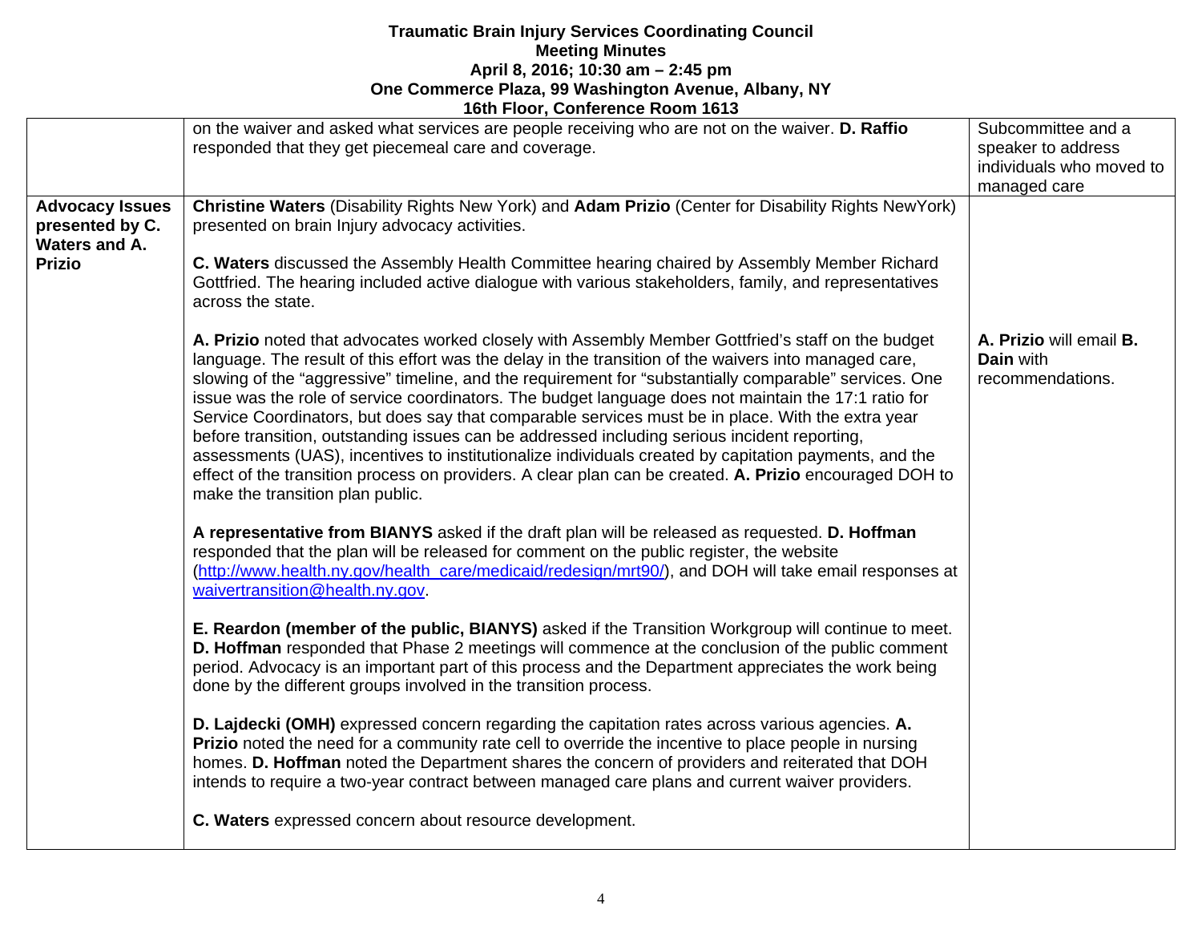**Traumatic Brain Injury Services Coordinating Council**
**Meeting Minutes**
**April 8, 2016; 10:30 am – 2:45 pm**
**One Commerce Plaza, 99 Washington Avenue, Albany, NY**
**16th Floor, Conference Room 1613**

| | | |
|---|---|---|
| | on the waiver and asked what services are people receiving who are not on the waiver. **D. Raffio** responded that they get piecemeal care and coverage. | Subcommittee and a speaker to address individuals who moved to managed care |
| **Advocacy Issues presented by C. Waters and A. Prizio** | **Christine Waters** (Disability Rights New York) and **Adam Prizio** (Center for Disability Rights NewYork) presented on brain Injury advocacy activities.<br><br>**C. Waters** discussed the Assembly Health Committee hearing chaired by Assembly Member Richard Gottfried. The hearing included active dialogue with various stakeholders, family, and representatives across the state.<br><br>**A. Prizio** noted that advocates worked closely with Assembly Member Gottfried's staff on the budget language. The result of this effort was the delay in the transition of the waivers into managed care, slowing of the "aggressive" timeline, and the requirement for "substantially comparable" services. One issue was the role of service coordinators. The budget language does not maintain the 17:1 ratio for Service Coordinators, but does say that comparable services must be in place. With the extra year before transition, outstanding issues can be addressed including serious incident reporting, assessments (UAS), incentives to institutionalize individuals created by capitation payments, and the effect of the transition process on providers. A clear plan can be created. **A. Prizio** encouraged DOH to make the transition plan public.<br><br>**A representative from BIANYS** asked if the draft plan will be released as requested. **D. Hoffman** responded that the plan will be released for comment on the public register, the website (http://www.health.ny.gov/health_care/medicaid/redesign/mrt90/), and DOH will take email responses at waivertransition@health.ny.gov.<br><br>**E. Reardon (member of the public, BIANYS)** asked if the Transition Workgroup will continue to meet. **D. Hoffman** responded that Phase 2 meetings will commence at the conclusion of the public comment period. Advocacy is an important part of this process and the Department appreciates the work being done by the different groups involved in the transition process.<br><br>**D. Lajdecki (OMH)** expressed concern regarding the capitation rates across various agencies. **A. Prizio** noted the need for a community rate cell to override the incentive to place people in nursing homes. **D. Hoffman** noted the Department shares the concern of providers and reiterated that DOH intends to require a two-year contract between managed care plans and current waiver providers.<br><br>**C. Waters** expressed concern about resource development. | **A. Prizio** will email **B. Dain** with recommendations. |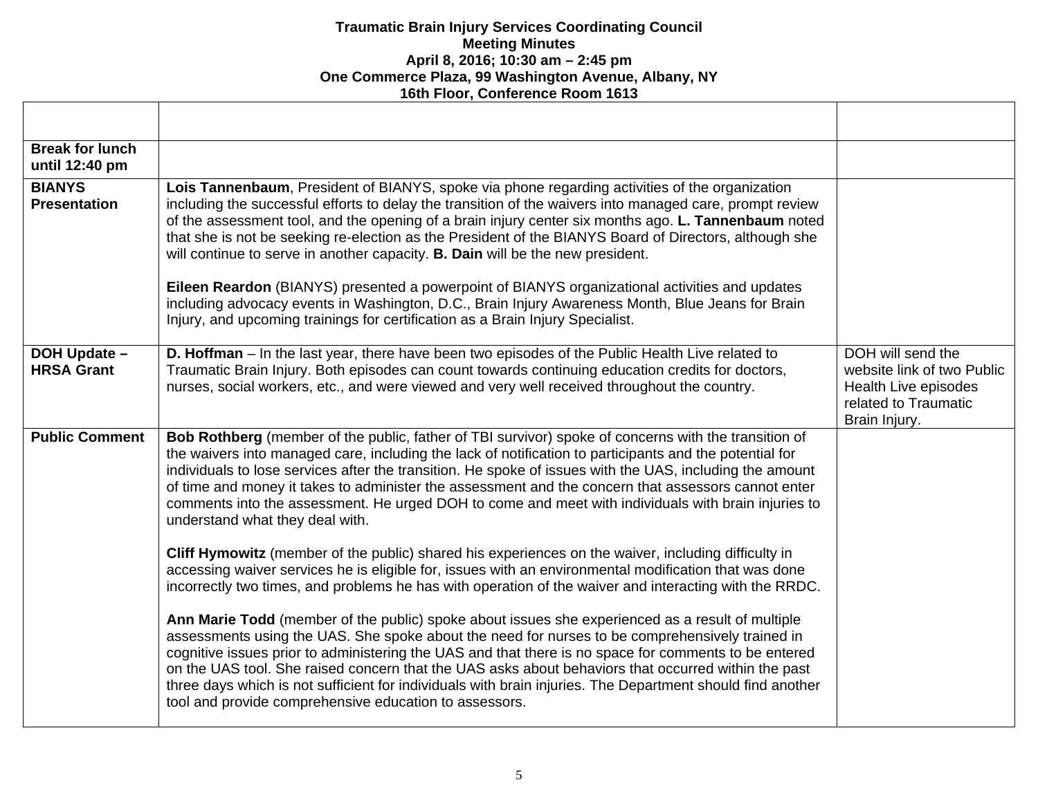**Traumatic Brain Injury Services Coordinating Council**
**Meeting Minutes**
**April 8, 2016; 10:30 am – 2:45 pm**
**One Commerce Plaza, 99 Washington Avenue, Albany, NY**
**16th Floor, Conference Room 1613**

| | | |
|---|---|---|
| **Break for lunch until 12:40 pm** | | |
| **BIANYS Presentation** | **Lois Tannenbaum**, President of BIANYS, spoke via phone regarding activities of the organization including the successful efforts to delay the transition of the waivers into managed care, prompt review of the assessment tool, and the opening of a brain injury center six months ago. **L. Tannenbaum** noted that she is not be seeking re-election as the President of the BIANYS Board of Directors, although she will continue to serve in another capacity. **B. Dain** will be the new president.<br><br>**Eileen Reardon** (BIANYS) presented a powerpoint of BIANYS organizational activities and updates including advocacy events in Washington, D.C., Brain Injury Awareness Month, Blue Jeans for Brain Injury, and upcoming trainings for certification as a Brain Injury Specialist. | |
| **DOH Update – HRSA Grant** | **D. Hoffman** – In the last year, there have been two episodes of the Public Health Live related to Traumatic Brain Injury. Both episodes can count towards continuing education credits for doctors, nurses, social workers, etc., and were viewed and very well received throughout the country. | DOH will send the website link of two Public Health Live episodes related to Traumatic Brain Injury. |
| **Public Comment** | **Bob Rothberg** (member of the public, father of TBI survivor) spoke of concerns with the transition of the waivers into managed care, including the lack of notification to participants and the potential for individuals to lose services after the transition. He spoke of issues with the UAS, including the amount of time and money it takes to administer the assessment and the concern that assessors cannot enter comments into the assessment. He urged DOH to come and meet with individuals with brain injuries to understand what they deal with.<br><br>**Cliff Hymowitz** (member of the public) shared his experiences on the waiver, including difficulty in accessing waiver services he is eligible for, issues with an environmental modification that was done incorrectly two times, and problems he has with operation of the waiver and interacting with the RRDC.<br><br>**Ann Marie Todd** (member of the public) spoke about issues she experienced as a result of multiple assessments using the UAS. She spoke about the need for nurses to be comprehensively trained in cognitive issues prior to administering the UAS and that there is no space for comments to be entered on the UAS tool. She raised concern that the UAS asks about behaviors that occurred within the past three days which is not sufficient for individuals with brain injuries. The Department should find another tool and provide comprehensive education to assessors. | |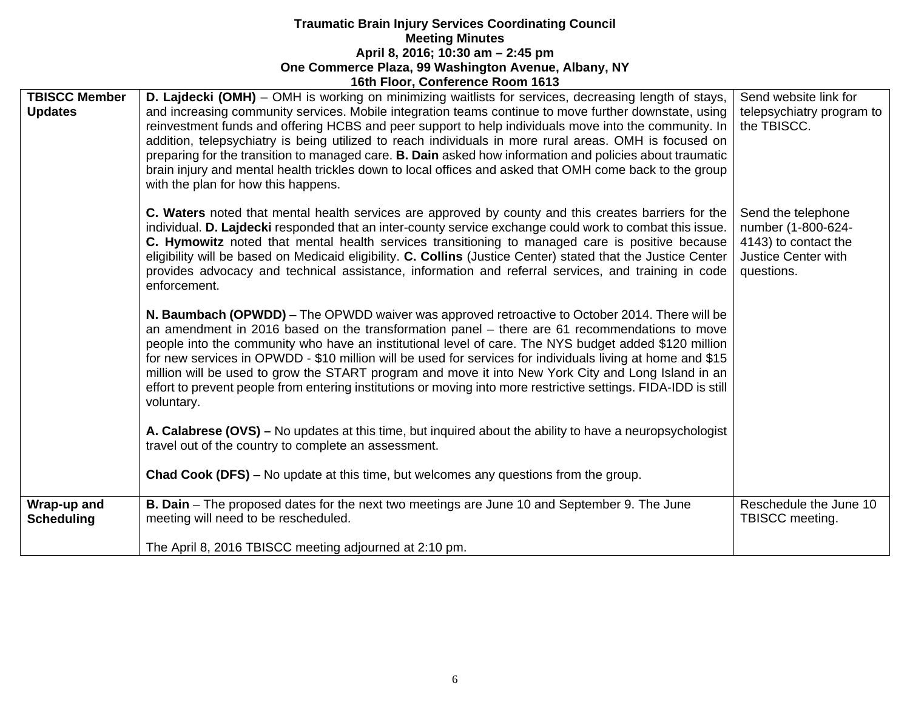**Traumatic Brain Injury Services Coordinating Council**
**Meeting Minutes**
**April 8, 2016; 10:30 am – 2:45 pm**
**One Commerce Plaza, 99 Washington Avenue, Albany, NY**
**16th Floor, Conference Room 1613**

| | | |
|---|---|---|
| **TBISCC Member Updates** | **D. Lajdecki (OMH)** – OMH is working on minimizing waitlists for services, decreasing length of stays, and increasing community services. Mobile integration teams continue to move further downstate, using reinvestment funds and offering HCBS and peer support to help individuals move into the community. In addition, telepsychiatry is being utilized to reach individuals in more rural areas. OMH is focused on preparing for the transition to managed care. **B. Dain** asked how information and policies about traumatic brain injury and mental health trickles down to local offices and asked that OMH come back to the group with the plan for how this happens.<br><br>**C. Waters** noted that mental health services are approved by county and this creates barriers for the individual. **D. Lajdecki** responded that an inter-county service exchange could work to combat this issue. **C. Hymowitz** noted that mental health services transitioning to managed care is positive because eligibility will be based on Medicaid eligibility. **C. Collins** (Justice Center) stated that the Justice Center provides advocacy and technical assistance, information and referral services, and training in code enforcement.<br><br>**N. Baumbach (OPWDD)** – The OPWDD waiver was approved retroactive to October 2014. There will be an amendment in 2016 based on the transformation panel – there are 61 recommendations to move people into the community who have an institutional level of care. The NYS budget added $120 million for new services in OPWDD - $10 million will be used for services for individuals living at home and $15 million will be used to grow the START program and move it into New York City and Long Island in an effort to prevent people from entering institutions or moving into more restrictive settings. FIDA-IDD is still voluntary.<br><br>**A. Calabrese (OVS) –** No updates at this time, but inquired about the ability to have a neuropsychologist travel out of the country to complete an assessment.<br><br>**Chad Cook (DFS)** – No update at this time, but welcomes any questions from the group. | Send website link for telepsychiatry program to the TBISCC.<br><br>Send the telephone number (1-800-624-4143) to contact the Justice Center with questions. |
| **Wrap-up and Scheduling** | **B. Dain** – The proposed dates for the next two meetings are June 10 and September 9. The June meeting will need to be rescheduled.<br><br>The April 8, 2016 TBISCC meeting adjourned at 2:10 pm. | Reschedule the June 10 TBISCC meeting. |